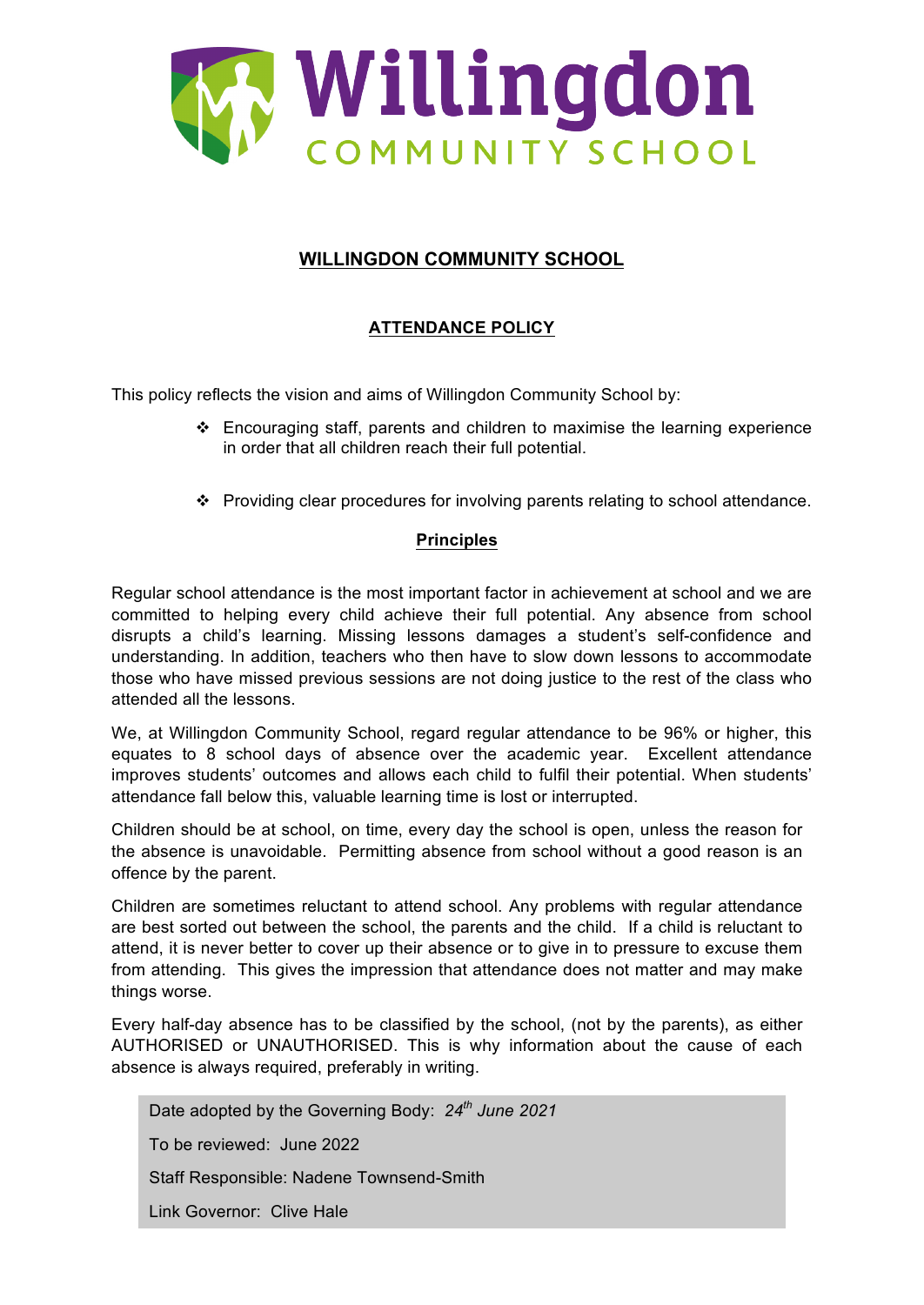Willingdon COMMUNITY SCHOOL

# WILLINGDON COMMUNITY SCHOOL

## ATTENDANCE POLICY

This policy reflects the vision and aims of Willingdon Community School by:

- Encouraging staff, parents and children to maximise the learning experience in order that all children reach their full potential.
- Providing clear procedures for involving parents relating to school attendance.

### Principles

Regular school attendance is the most important factor in achievement at school and we are committed to helping every child achieve their full potential. Any absence from school disrupts a child's learning. Missing lessons damages a student's self-confidence and understanding. In addition, teachers who then have to slow down lessons to accommodate those who have missed previous sessions are not doing justice to the rest of the class who attended all the lessons.

We, at Willingdon Community School, regard regular attendance to be 96% or higher, this equates to 8 school days of absence over the academic year. Excellent attendance improves students' outcomes and allows each child to fulfil their potential. When students' attendance fall below this, valuable learning time is lost or interrupted.

Children should be at school, on time, every day the school is open, unless the reason for the absence is unavoidable. Permitting absence from school without a good reason is an offence by the parent.

Children are sometimes reluctant to attend school. Any problems with regular attendance are best sorted out between the school, the parents and the child. If a child is reluctant to attend, it is never better to cover up their absence or to give in to pressure to excuse them from attending. This gives the impression that attendance does not matter and may make things worse.

Every half-day absence has to be classified by the school, (not by the parents), as either AUTHORISED or UNAUTHORISED. This is why information about the cause of each absence is always required, preferably in writing.

Date adopted by the Governing Body: *24th June 2021*

To be reviewed: June 2022

Staff Responsible: Nadene Townsend-Smith

Link Governor: Clive Hale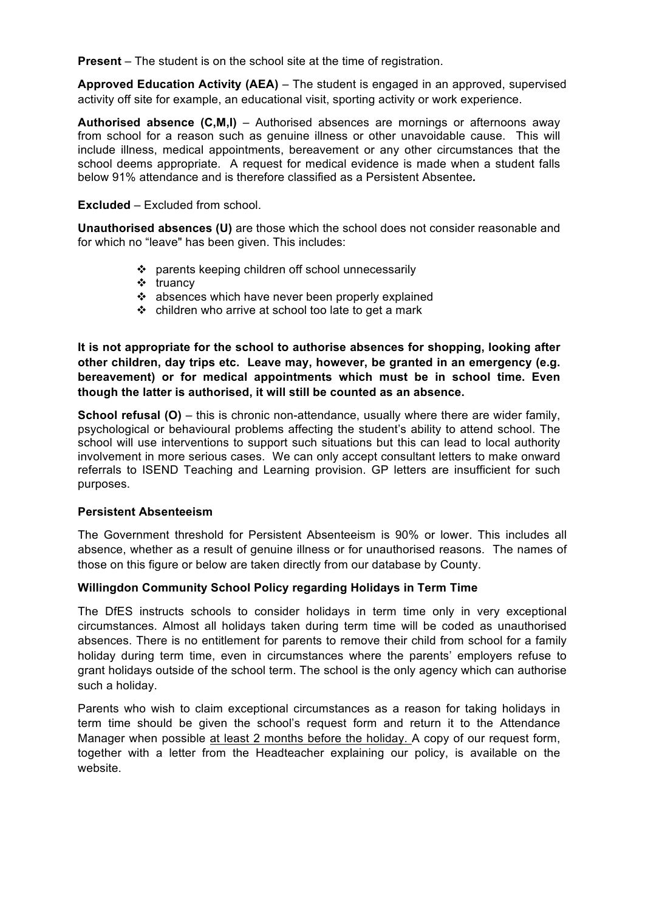**Present** – The student is on the school site at the time of registration.

**Approved Education Activity (AEA)** – The student is engaged in an approved, supervised activity off site for example, an educational visit, sporting activity or work experience.

**Authorised absence (C,M,I)** – Authorised absences are mornings or afternoons away from school for a reason such as genuine illness or other unavoidable cause. This will include illness, medical appointments, bereavement or any other circumstances that the school deems appropriate. A request for medical evidence is made when a student falls below 91% attendance and is therefore classified as a Persistent Absentee*.*

**Excluded** – Excluded from school.

**Unauthorised absences (U)** are those which the school does not consider reasonable and for which no "leave" has been given. This includes:

- parents keeping children off school unnecessarily
- truancy
- absences which have never been properly explained
- children who arrive at school too late to get a mark

**It is not appropriate for the school to authorise absences for shopping, looking after other children, day trips etc. Leave may, however, be granted in an emergency (e.g. bereavement) or for medical appointments which must be in school time. Even though the latter is authorised, it will still be counted as an absence.**

**School refusal (O)** – this is chronic non-attendance, usually where there are wider family, psychological or behavioural problems affecting the student's ability to attend school. The school will use interventions to support such situations but this can lead to local authority involvement in more serious cases. We can only accept consultant letters to make onward referrals to ISEND Teaching and Learning provision. GP letters are insufficient for such purposes.

**Persistent Absenteeism**

The Government threshold for Persistent Absenteeism is 90% or lower. This includes all absence, whether as a result of genuine illness or for unauthorised reasons. The names of those on this figure or below are taken directly from our database by County.

**Willingdon Community School Policy regarding Holidays in Term Time**

The DfES instructs schools to consider holidays in term time only in very exceptional circumstances. Almost all holidays taken during term time will be coded as unauthorised absences. There is no entitlement for parents to remove their child from school for a family holiday during term time, even in circumstances where the parents' employers refuse to grant holidays outside of the school term. The school is the only agency which can authorise such a holiday.

Parents who wish to claim exceptional circumstances as a reason for taking holidays in term time should be given the school's request form and return it to the Attendance Manager when possible at least 2 months before the holiday. A copy of our request form, together with a letter from the Headteacher explaining our policy, is available on the website.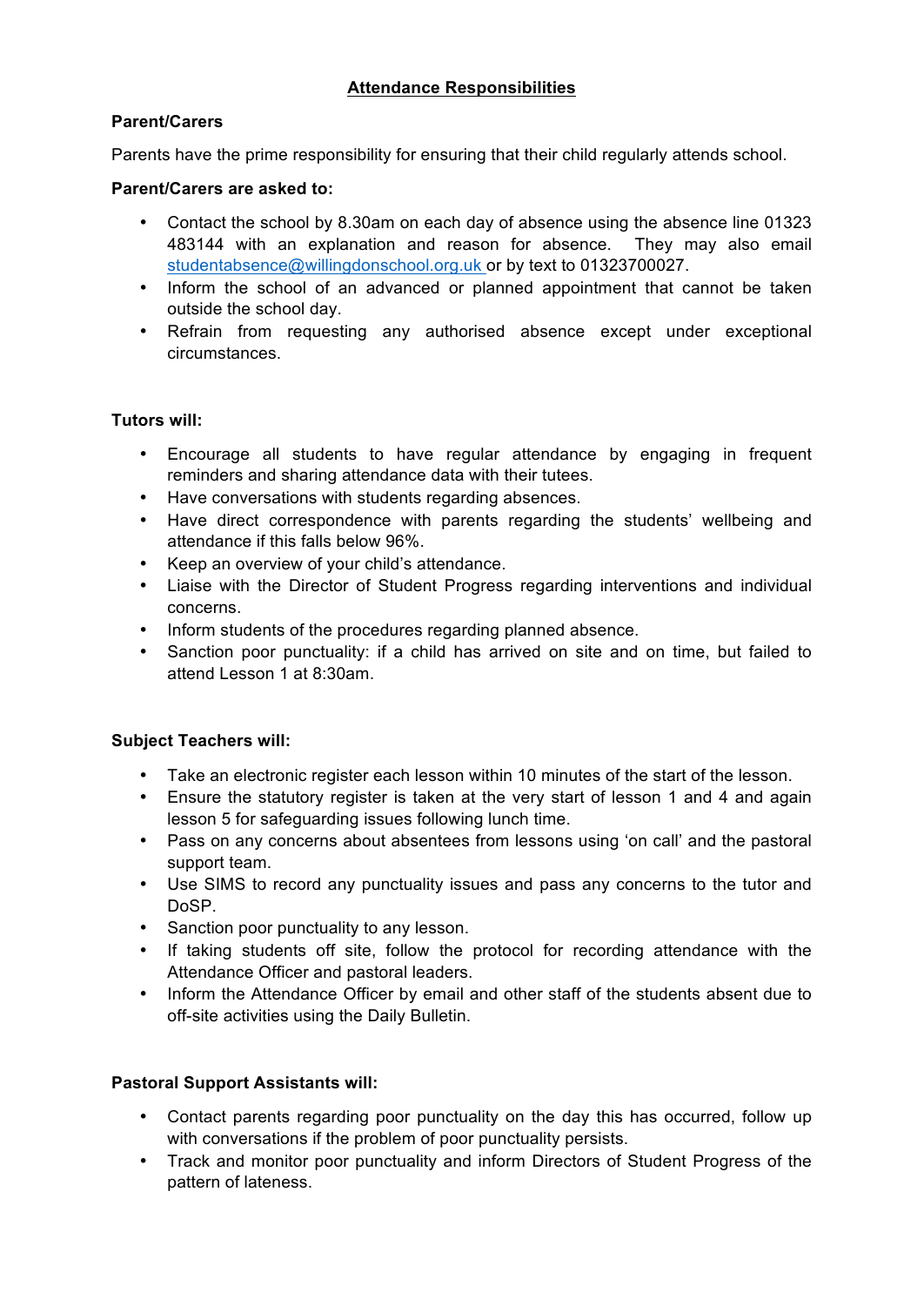## Attendance Responsibilities

**Parent/Carers**

Parents have the prime responsibility for ensuring that their child regularly attends school.

**Parent/Carers are asked to:**

- Contact the school by 8.30am on each day of absence using the absence line 01323 483144 with an explanation and reason for absence. They may also email studentabsence@willingdonschool.org.uk or by text to 01323700027.
- Inform the school of an advanced or planned appointment that cannot be taken outside the school day.
- Refrain from requesting any authorised absence except under exceptional circumstances.

**Tutors will:**

- Encourage all students to have regular attendance by engaging in frequent reminders and sharing attendance data with their tutees.
- Have conversations with students regarding absences.
- Have direct correspondence with parents regarding the students' wellbeing and attendance if this falls below 96%.
- Keep an overview of your child's attendance.
- Liaise with the Director of Student Progress regarding interventions and individual concerns.
- Inform students of the procedures regarding planned absence.
- Sanction poor punctuality: if a child has arrived on site and on time, but failed to attend Lesson 1 at 8:30am.

**Subject Teachers will:**

- Take an electronic register each lesson within 10 minutes of the start of the lesson.
- Ensure the statutory register is taken at the very start of lesson 1 and 4 and again lesson 5 for safeguarding issues following lunch time.
- Pass on any concerns about absentees from lessons using 'on call' and the pastoral support team.
- Use SIMS to record any punctuality issues and pass any concerns to the tutor and DoSP.
- Sanction poor punctuality to any lesson.
- If taking students off site, follow the protocol for recording attendance with the Attendance Officer and pastoral leaders.
- Inform the Attendance Officer by email and other staff of the students absent due to off-site activities using the Daily Bulletin.

**Pastoral Support Assistants will:**

- Contact parents regarding poor punctuality on the day this has occurred, follow up with conversations if the problem of poor punctuality persists.
- Track and monitor poor punctuality and inform Directors of Student Progress of the pattern of lateness.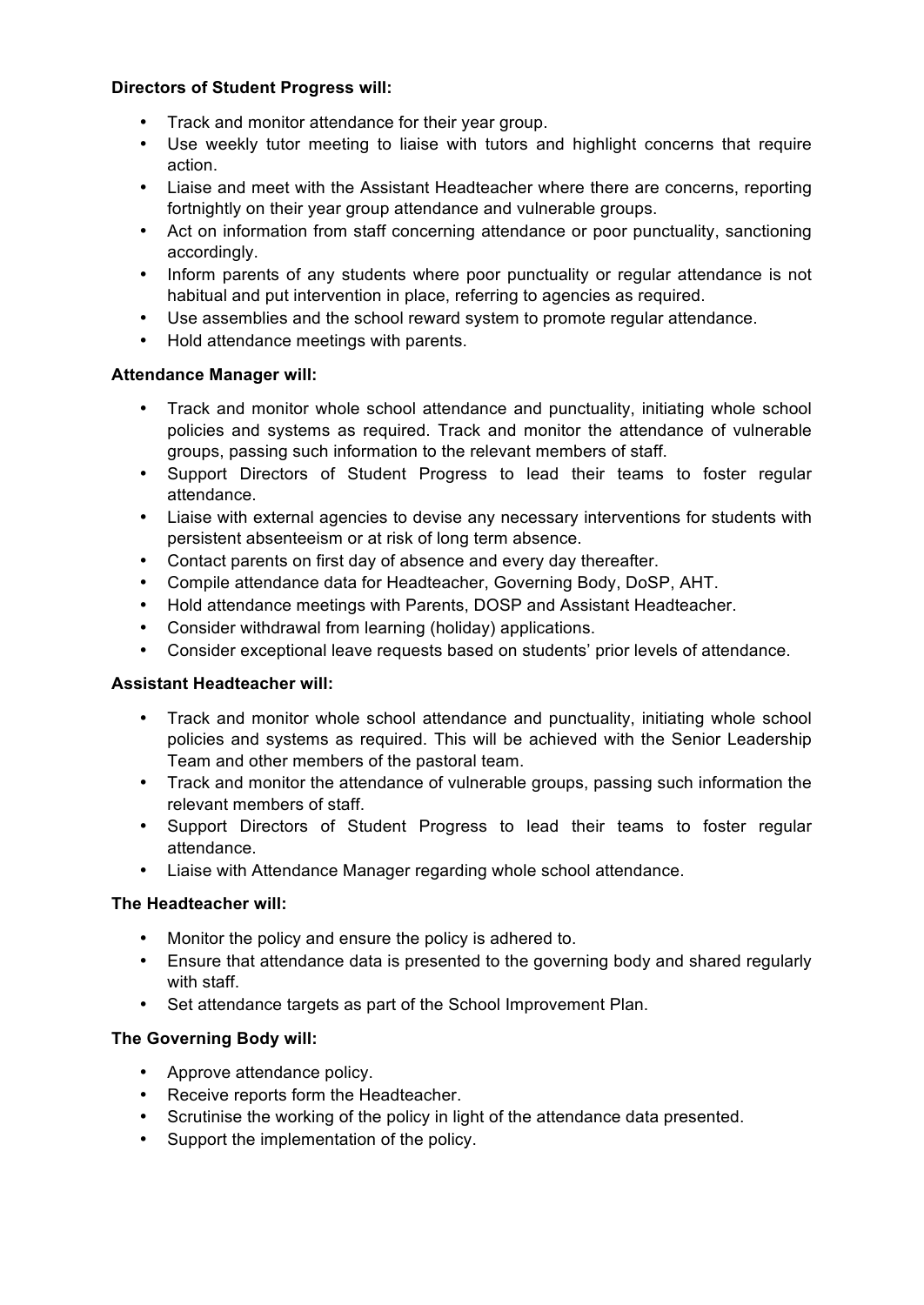**Directors of Student Progress will:**

- Track and monitor attendance for their year group.
- Use weekly tutor meeting to liaise with tutors and highlight concerns that require action.
- Liaise and meet with the Assistant Headteacher where there are concerns, reporting fortnightly on their year group attendance and vulnerable groups.
- Act on information from staff concerning attendance or poor punctuality, sanctioning accordingly.
- Inform parents of any students where poor punctuality or regular attendance is not habitual and put intervention in place, referring to agencies as required.
- Use assemblies and the school reward system to promote regular attendance.
- Hold attendance meetings with parents.

**Attendance Manager will:**

- Track and monitor whole school attendance and punctuality, initiating whole school policies and systems as required. Track and monitor the attendance of vulnerable groups, passing such information to the relevant members of staff.
- Support Directors of Student Progress to lead their teams to foster regular attendance.
- Liaise with external agencies to devise any necessary interventions for students with persistent absenteeism or at risk of long term absence.
- Contact parents on first day of absence and every day thereafter.
- Compile attendance data for Headteacher, Governing Body, DoSP, AHT.
- Hold attendance meetings with Parents, DOSP and Assistant Headteacher.
- Consider withdrawal from learning (holiday) applications.
- Consider exceptional leave requests based on students' prior levels of attendance.

**Assistant Headteacher will:**

- Track and monitor whole school attendance and punctuality, initiating whole school policies and systems as required. This will be achieved with the Senior Leadership Team and other members of the pastoral team.
- Track and monitor the attendance of vulnerable groups, passing such information the relevant members of staff.
- Support Directors of Student Progress to lead their teams to foster regular attendance.
- Liaise with Attendance Manager regarding whole school attendance.

**The Headteacher will:**

- Monitor the policy and ensure the policy is adhered to.
- Ensure that attendance data is presented to the governing body and shared regularly with staff.
- Set attendance targets as part of the School Improvement Plan.

**The Governing Body will:**

- Approve attendance policy.
- Receive reports form the Headteacher.
- Scrutinise the working of the policy in light of the attendance data presented.
- Support the implementation of the policy.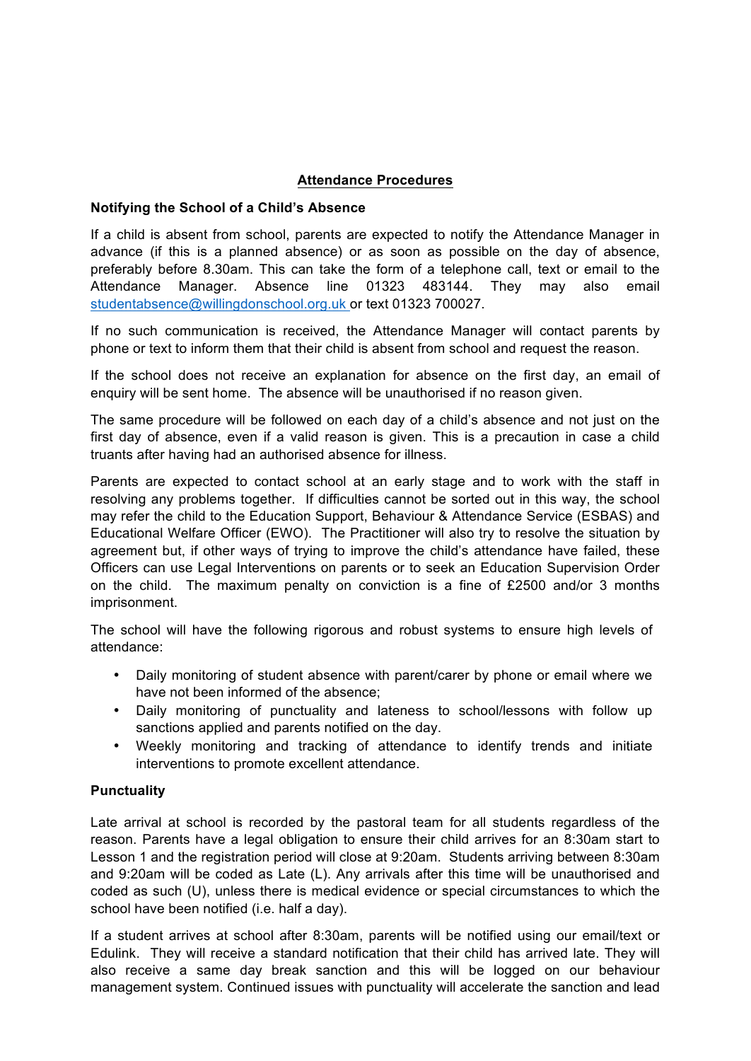## Attendance Procedures

### Notifying the School of a Child's Absence

If a child is absent from school, parents are expected to notify the Attendance Manager in advance (if this is a planned absence) or as soon as possible on the day of absence, preferably before 8.30am. This can take the form of a telephone call, text or email to the Attendance Manager. Absence line 01323 483144. They may also email studentabsence@willingdonschool.org.uk or text 01323 700027.

If no such communication is received, the Attendance Manager will contact parents by phone or text to inform them that their child is absent from school and request the reason.

If the school does not receive an explanation for absence on the first day, an email of enquiry will be sent home. The absence will be unauthorised if no reason given.

The same procedure will be followed on each day of a child's absence and not just on the first day of absence, even if a valid reason is given. This is a precaution in case a child truants after having had an authorised absence for illness.

Parents are expected to contact school at an early stage and to work with the staff in resolving any problems together. If difficulties cannot be sorted out in this way, the school may refer the child to the Education Support, Behaviour & Attendance Service (ESBAS) and Educational Welfare Officer (EWO). The Practitioner will also try to resolve the situation by agreement but, if other ways of trying to improve the child's attendance have failed, these Officers can use Legal Interventions on parents or to seek an Education Supervision Order on the child. The maximum penalty on conviction is a fine of £2500 and/or 3 months imprisonment.

The school will have the following rigorous and robust systems to ensure high levels of attendance:

- Daily monitoring of student absence with parent/carer by phone or email where we have not been informed of the absence;
- Daily monitoring of punctuality and lateness to school/lessons with follow up sanctions applied and parents notified on the day.
- Weekly monitoring and tracking of attendance to identify trends and initiate interventions to promote excellent attendance.

### Punctuality

Late arrival at school is recorded by the pastoral team for all students regardless of the reason. Parents have a legal obligation to ensure their child arrives for an 8:30am start to Lesson 1 and the registration period will close at 9:20am. Students arriving between 8:30am and 9:20am will be coded as Late (L). Any arrivals after this time will be unauthorised and coded as such (U), unless there is medical evidence or special circumstances to which the school have been notified (i.e. half a day).

If a student arrives at school after 8:30am, parents will be notified using our email/text or Edulink. They will receive a standard notification that their child has arrived late. They will also receive a same day break sanction and this will be logged on our behaviour management system. Continued issues with punctuality will accelerate the sanction and lead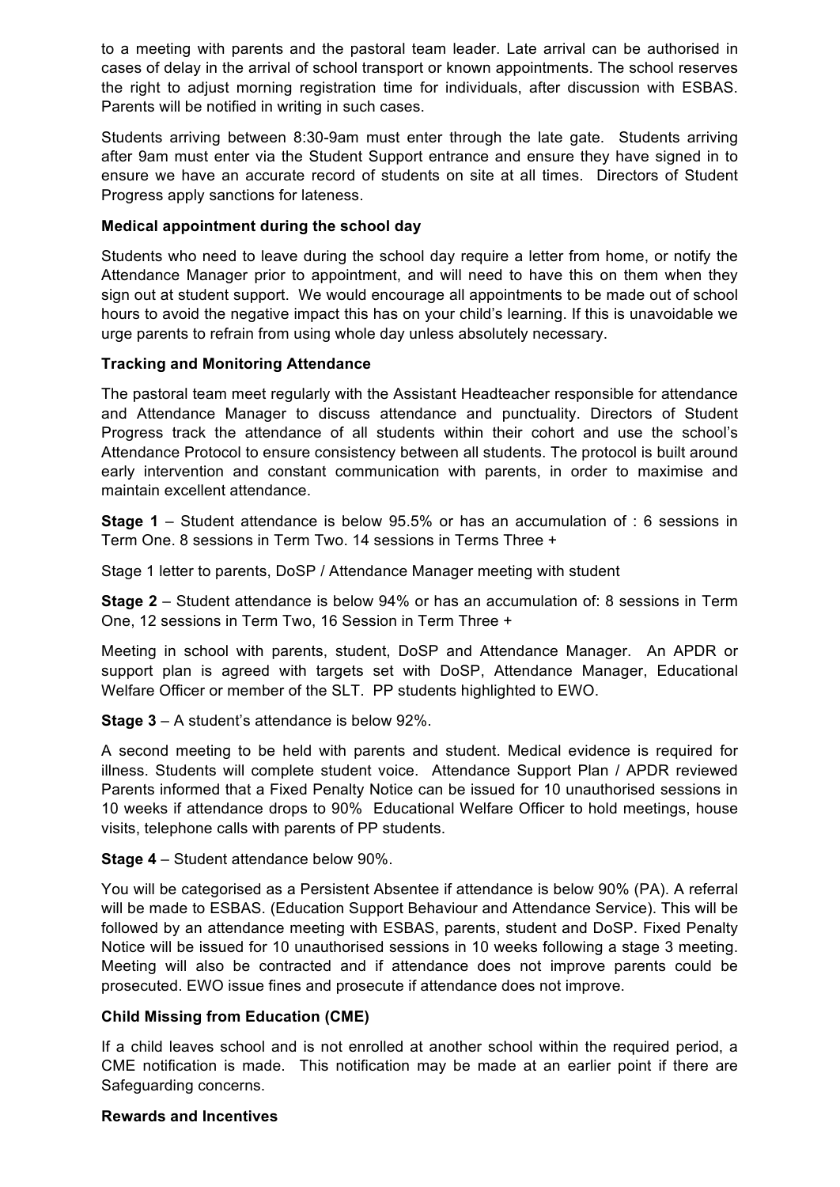to a meeting with parents and the pastoral team leader. Late arrival can be authorised in cases of delay in the arrival of school transport or known appointments. The school reserves the right to adjust morning registration time for individuals, after discussion with ESBAS. Parents will be notified in writing in such cases.

Students arriving between 8:30-9am must enter through the late gate. Students arriving after 9am must enter via the Student Support entrance and ensure they have signed in to ensure we have an accurate record of students on site at all times. Directors of Student Progress apply sanctions for lateness.

**Medical appointment during the school day**

Students who need to leave during the school day require a letter from home, or notify the Attendance Manager prior to appointment, and will need to have this on them when they sign out at student support. We would encourage all appointments to be made out of school hours to avoid the negative impact this has on your child's learning. If this is unavoidable we urge parents to refrain from using whole day unless absolutely necessary.

**Tracking and Monitoring Attendance**

The pastoral team meet regularly with the Assistant Headteacher responsible for attendance and Attendance Manager to discuss attendance and punctuality. Directors of Student Progress track the attendance of all students within their cohort and use the school's Attendance Protocol to ensure consistency between all students. The protocol is built around early intervention and constant communication with parents, in order to maximise and maintain excellent attendance.

**Stage 1** – Student attendance is below 95.5% or has an accumulation of : 6 sessions in Term One. 8 sessions in Term Two. 14 sessions in Terms Three +

Stage 1 letter to parents, DoSP / Attendance Manager meeting with student

**Stage 2** – Student attendance is below 94% or has an accumulation of: 8 sessions in Term One, 12 sessions in Term Two, 16 Session in Term Three +

Meeting in school with parents, student, DoSP and Attendance Manager. An APDR or support plan is agreed with targets set with DoSP, Attendance Manager, Educational Welfare Officer or member of the SLT. PP students highlighted to EWO.

**Stage 3** – A student's attendance is below 92%.

A second meeting to be held with parents and student. Medical evidence is required for illness. Students will complete student voice. Attendance Support Plan / APDR reviewed Parents informed that a Fixed Penalty Notice can be issued for 10 unauthorised sessions in 10 weeks if attendance drops to 90% Educational Welfare Officer to hold meetings, house visits, telephone calls with parents of PP students.

**Stage 4** – Student attendance below 90%.

You will be categorised as a Persistent Absentee if attendance is below 90% (PA). A referral will be made to ESBAS. (Education Support Behaviour and Attendance Service). This will be followed by an attendance meeting with ESBAS, parents, student and DoSP. Fixed Penalty Notice will be issued for 10 unauthorised sessions in 10 weeks following a stage 3 meeting. Meeting will also be contracted and if attendance does not improve parents could be prosecuted. EWO issue fines and prosecute if attendance does not improve.

**Child Missing from Education (CME)**

If a child leaves school and is not enrolled at another school within the required period, a CME notification is made. This notification may be made at an earlier point if there are Safeguarding concerns.

**Rewards and Incentives**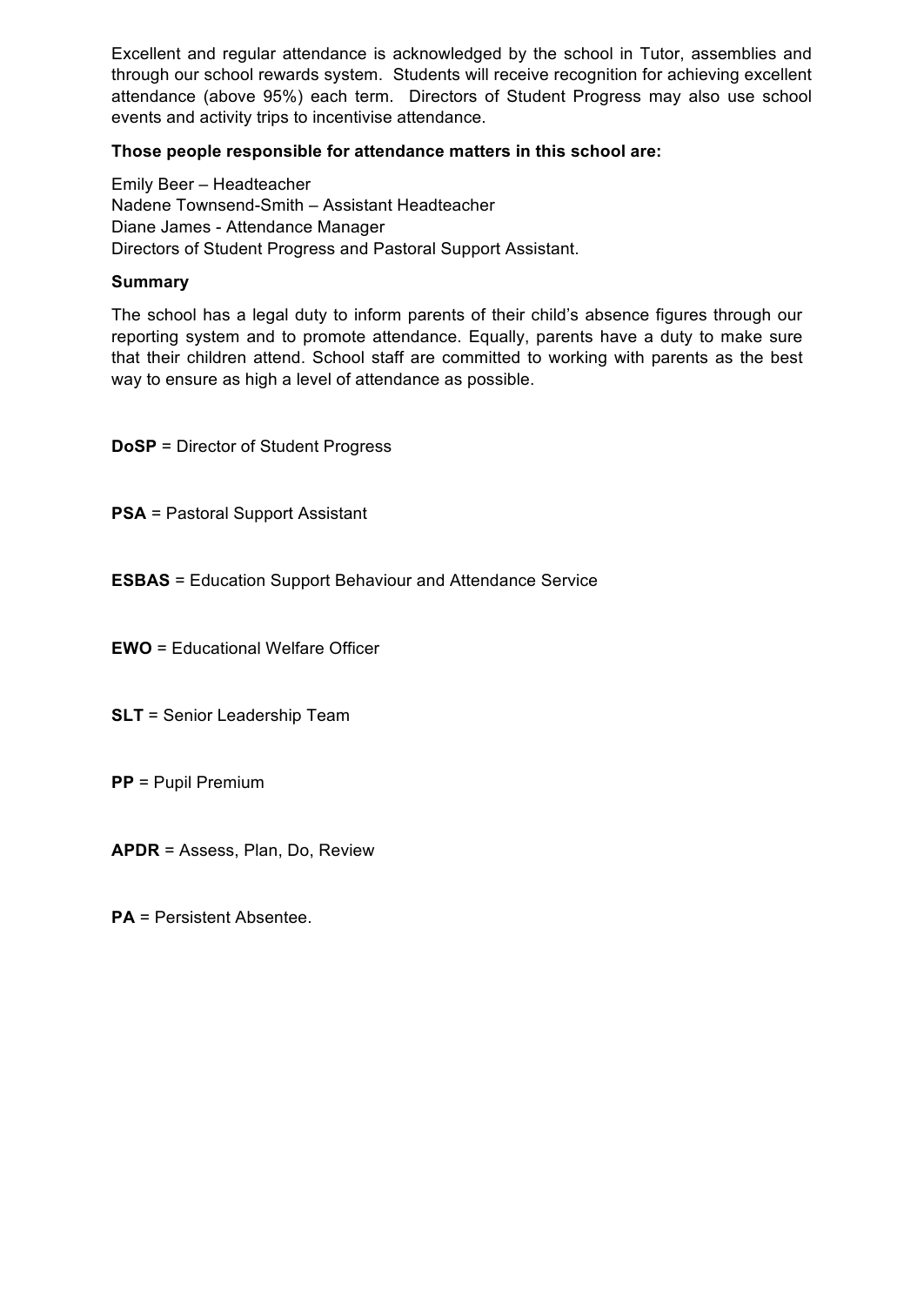Excellent and regular attendance is acknowledged by the school in Tutor, assemblies and through our school rewards system. Students will receive recognition for achieving excellent attendance (above 95%) each term. Directors of Student Progress may also use school events and activity trips to incentivise attendance.

**Those people responsible for attendance matters in this school are:**

Emily Beer – Headteacher
Nadene Townsend-Smith – Assistant Headteacher
Diane James - Attendance Manager
Directors of Student Progress and Pastoral Support Assistant.

**Summary**

The school has a legal duty to inform parents of their child's absence figures through our reporting system and to promote attendance. Equally, parents have a duty to make sure that their children attend. School staff are committed to working with parents as the best way to ensure as high a level of attendance as possible.

**DoSP** = Director of Student Progress

**PSA** = Pastoral Support Assistant

**ESBAS** = Education Support Behaviour and Attendance Service

**EWO** = Educational Welfare Officer

**SLT** = Senior Leadership Team

**PP** = Pupil Premium

**APDR** = Assess, Plan, Do, Review

**PA** = Persistent Absentee.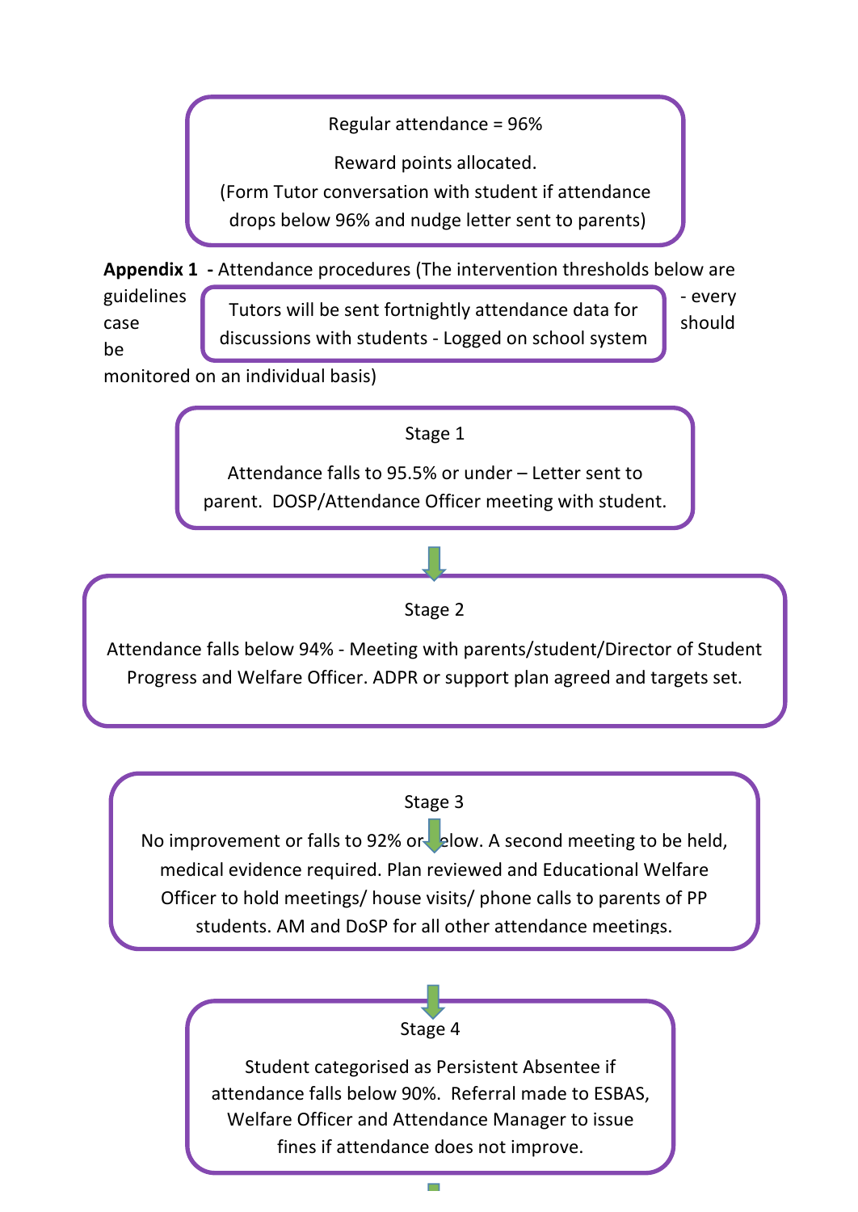Regular attendance = 96%

Reward points allocated.

(Form Tutor conversation with student if attendance drops below 96% and nudge letter sent to parents)

**Appendix 1 -** Attendance procedures (The intervention thresholds below are guidelines - every case should be monitored on an individual basis)

Tutors will be sent fortnightly attendance data for discussions with students - Logged on school system

Stage 1

Attendance falls to 95.5% or under – Letter sent to parent. DOSP/Attendance Officer meeting with student.

Stage 2

Attendance falls below 94% - Meeting with parents/student/Director of Student Progress and Welfare Officer. ADPR or support plan agreed and targets set.

Stage 3

No improvement or falls to 92% or below. A second meeting to be held, medical evidence required. Plan reviewed and Educational Welfare Officer to hold meetings/ house visits/ phone calls to parents of PP students. AM and DoSP for all other attendance meetings.

Stage 4

Student categorised as Persistent Absentee if attendance falls below 90%. Referral made to ESBAS, Welfare Officer and Attendance Manager to issue fines if attendance does not improve.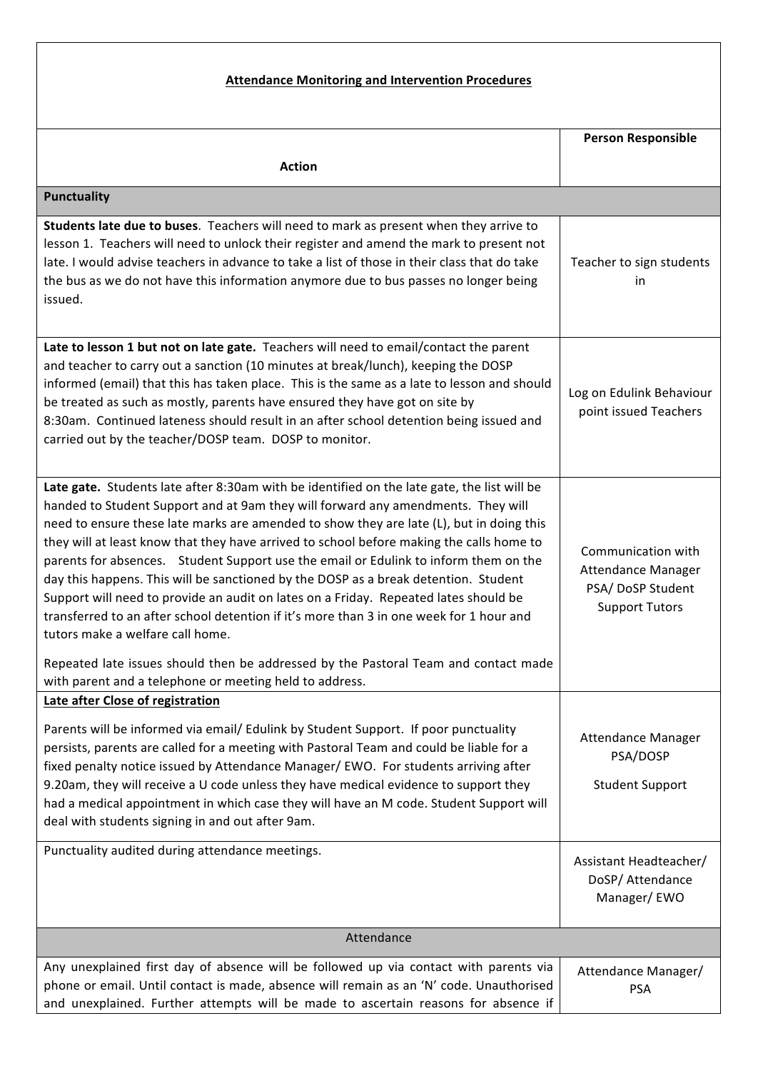| **Attendance Monitoring and Intervention Procedures** | |
|---|---|
| **Action** | **Person Responsible** |
| **Punctuality** | |
| **Students late due to buses**. Teachers will need to mark as present when they arrive to lesson 1. Teachers will need to unlock their register and amend the mark to present not late. I would advise teachers in advance to take a list of those in their class that do take the bus as we do not have this information anymore due to bus passes no longer being issued. | Teacher to sign students in |
| **Late to lesson 1 but not on late gate.** Teachers will need to email/contact the parent and teacher to carry out a sanction (10 minutes at break/lunch), keeping the DOSP informed (email) that this has taken place. This is the same as a late to lesson and should be treated as such as mostly, parents have ensured they have got on site by 8:30am. Continued lateness should result in an after school detention being issued and carried out by the teacher/DOSP team. DOSP to monitor. | Log on Edulink Behaviour point issued Teachers |
| **Late gate.** Students late after 8:30am with be identified on the late gate, the list will be handed to Student Support and at 9am they will forward any amendments. They will need to ensure these late marks are amended to show they are late (L), but in doing this they will at least know that they have arrived to school before making the calls home to parents for absences. Student Support use the email or Edulink to inform them on the day this happens. This will be sanctioned by the DOSP as a break detention. Student Support will need to provide an audit on lates on a Friday. Repeated lates should be transferred to an after school detention if it's more than 3 in one week for 1 hour and tutors make a welfare call home.<br><br>Repeated late issues should then be addressed by the Pastoral Team and contact made with parent and a telephone or meeting held to address. | Communication with Attendance Manager PSA/ DoSP Student Support Tutors |
| **Late after Close of registration**<br><br>Parents will be informed via email/ Edulink by Student Support. If poor punctuality persists, parents are called for a meeting with Pastoral Team and could be liable for a fixed penalty notice issued by Attendance Manager/ EWO. For students arriving after 9.20am, they will receive a U code unless they have medical evidence to support they had a medical appointment in which case they will have an M code. Student Support will deal with students signing in and out after 9am. | Attendance Manager PSA/DOSP<br><br>Student Support |
| Punctuality audited during attendance meetings. | Assistant Headteacher/ DoSP/ Attendance Manager/ EWO |
| Attendance | |
| Any unexplained first day of absence will be followed up via contact with parents via phone or email. Until contact is made, absence will remain as an 'N' code. Unauthorised and unexplained. Further attempts will be made to ascertain reasons for absence if | Attendance Manager/ PSA |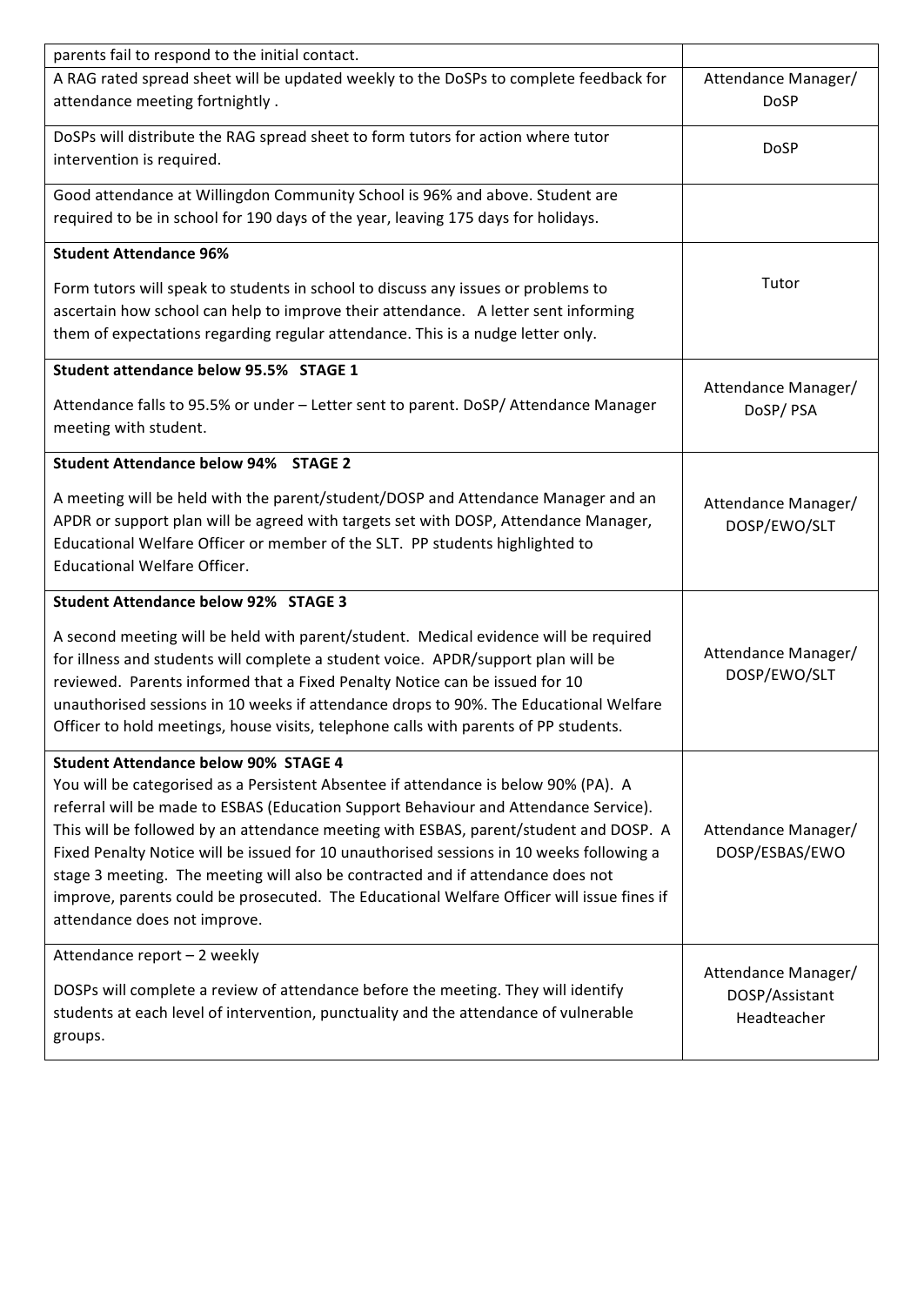| | |
|---|---|
| parents fail to respond to the initial contact. | |
| A RAG rated spread sheet will be updated weekly to the DoSPs to complete feedback for attendance meeting fortnightly . | Attendance Manager/ DoSP |
| DoSPs will distribute the RAG spread sheet to form tutors for action where tutor intervention is required. | DoSP |
| Good attendance at Willingdon Community School is 96% and above. Student are required to be in school for 190 days of the year, leaving 175 days for holidays. | |
| **Student Attendance 96%**<br><br>Form tutors will speak to students in school to discuss any issues or problems to ascertain how school can help to improve their attendance. A letter sent informing them of expectations regarding regular attendance. This is a nudge letter only. | Tutor |
| **Student attendance below 95.5% STAGE 1**<br><br>Attendance falls to 95.5% or under – Letter sent to parent. DoSP/ Attendance Manager meeting with student. | Attendance Manager/ DoSP/ PSA |
| **Student Attendance below 94% STAGE 2**<br><br>A meeting will be held with the parent/student/DOSP and Attendance Manager and an APDR or support plan will be agreed with targets set with DOSP, Attendance Manager, Educational Welfare Officer or member of the SLT. PP students highlighted to Educational Welfare Officer. | Attendance Manager/ DOSP/EWO/SLT |
| **Student Attendance below 92% STAGE 3**<br><br>A second meeting will be held with parent/student. Medical evidence will be required for illness and students will complete a student voice. APDR/support plan will be reviewed. Parents informed that a Fixed Penalty Notice can be issued for 10 unauthorised sessions in 10 weeks if attendance drops to 90%. The Educational Welfare Officer to hold meetings, house visits, telephone calls with parents of PP students. | Attendance Manager/ DOSP/EWO/SLT |
| **Student Attendance below 90% STAGE 4**<br>You will be categorised as a Persistent Absentee if attendance is below 90% (PA). A referral will be made to ESBAS (Education Support Behaviour and Attendance Service). This will be followed by an attendance meeting with ESBAS, parent/student and DOSP. A Fixed Penalty Notice will be issued for 10 unauthorised sessions in 10 weeks following a stage 3 meeting. The meeting will also be contracted and if attendance does not improve, parents could be prosecuted. The Educational Welfare Officer will issue fines if attendance does not improve. | Attendance Manager/ DOSP/ESBAS/EWO |
| Attendance report – 2 weekly<br><br>DOSPs will complete a review of attendance before the meeting. They will identify students at each level of intervention, punctuality and the attendance of vulnerable groups. | Attendance Manager/ DOSP/Assistant Headteacher |